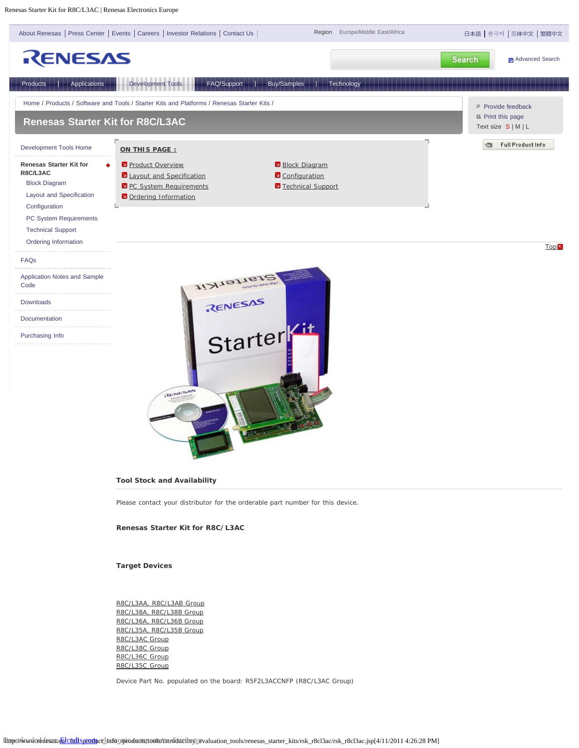# Renesas Starter Kit for R8C/L3AC

Home / Products / Software and Tools / Starter Kits and Platforms / Renesas Starter Kits /

- Development Tools Home
- Renesas Starter Kit for R8C/L3AC
  - Block Diagram
  - Layout and Specification
  - Configuration
  - PC System Requirements
  - Technical Support
  - Ordering Information
- FAQs
- Application Notes and Sample Code
- Downloads
- Documentation
- Purchasing Info

**ON THIS PAGE :**

- Product Overview
- Layout and Specification
- PC System Requirements
- Ordering Information
- Block Diagram
- Configuration
- Technical Support

### Tool Stock and Availability

Please contact your distributor for the orderable part number for this device.

### Renesas Starter Kit for R8C/ L3AC

### Target Devices

R8C/L3AA, R8C/L3AB Group
R8C/L38A, R8C/L38B Group
R8C/L36A, R8C/L36B Group
R8C/L35A, R8C/L35B Group
R8C/L3AC Group
R8C/L38C Group
R8C/L36C Group
R8C/L35C Group

Device Part No. populated on the board: R5F2L3ACCNFP (R8C/L3AC Group)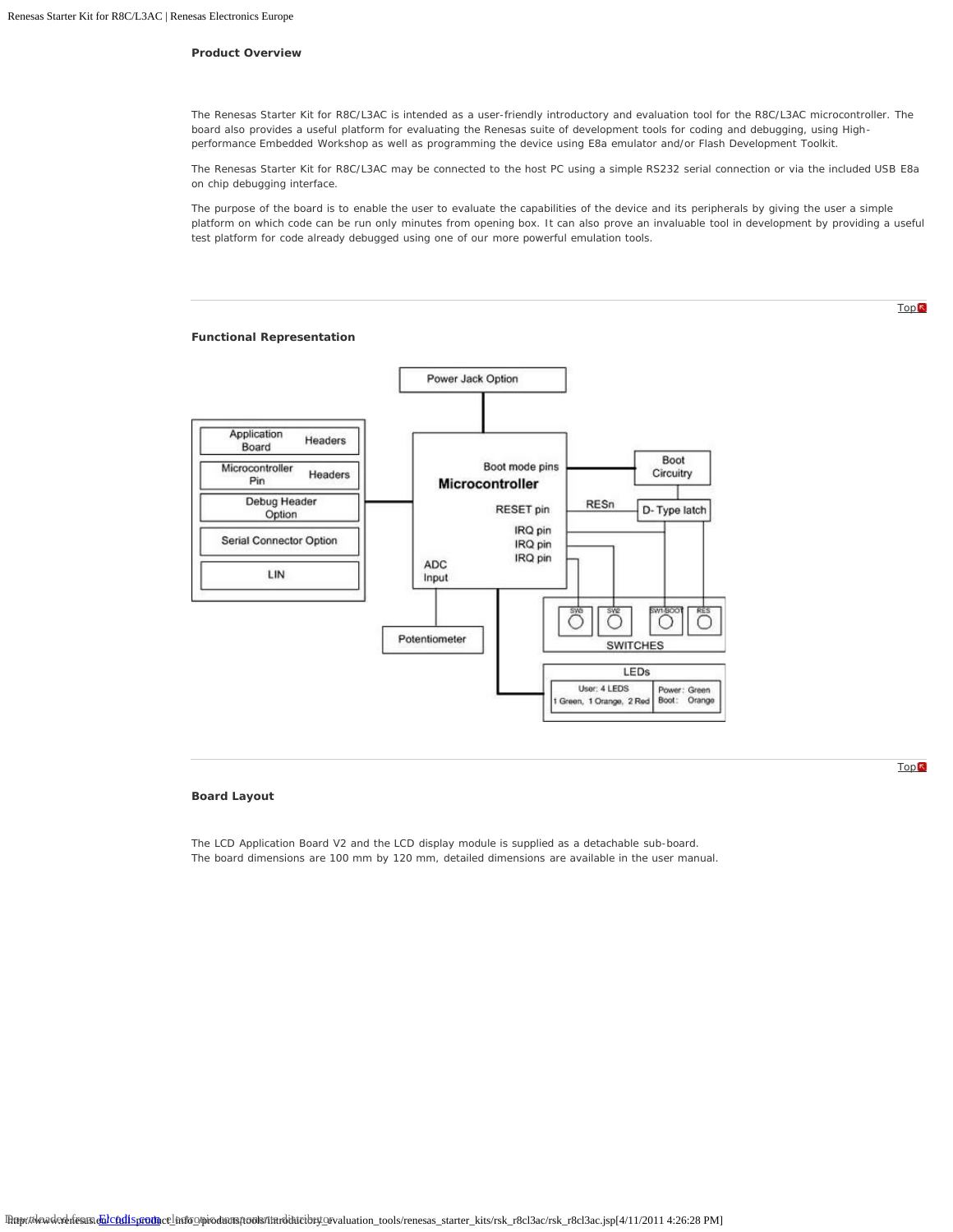**Product Overview**

The Renesas Starter Kit for R8C/L3AC is intended as a user-friendly introductory and evaluation tool for the R8C/L3AC microcontroller. The board also provides a useful platform for evaluating the Renesas suite of development tools for coding and debugging, using High-performance Embedded Workshop as well as programming the device using E8a emulator and/or Flash Development Toolkit.

The Renesas Starter Kit for R8C/L3AC may be connected to the host PC using a simple RS232 serial connection or via the included USB E8a on chip debugging interface.

The purpose of the board is to enable the user to evaluate the capabilities of the device and its peripherals by giving the user a simple platform on which code can be run only minutes from opening box. It can also prove an invaluable tool in development by providing a useful test platform for code already debugged using one of our more powerful emulation tools.

Top

**Functional Representation**

Power Jack Option

Application Board Headers

Microcontroller Pin Headers

Debug Header Option

Serial Connector Option

LIN

Microcontroller

Boot mode pins

RESET pin

IRQ pin

IRQ pin

IRQ pin

ADC Input

RESn

Boot Circuitry

D- Type latch

Potentiometer

SW3 SW2 SW1/BOOT RES

SWITCHES

LEDs

User: 4 LEDS
1 Green, 1 Orange, 2 Red

Power: Green
Boot: Orange

Top

**Board Layout**

The LCD Application Board V2 and the LCD display module is supplied as a detachable sub-board.
The board dimensions are 100 mm by 120 mm, detailed dimensions are available in the user manual.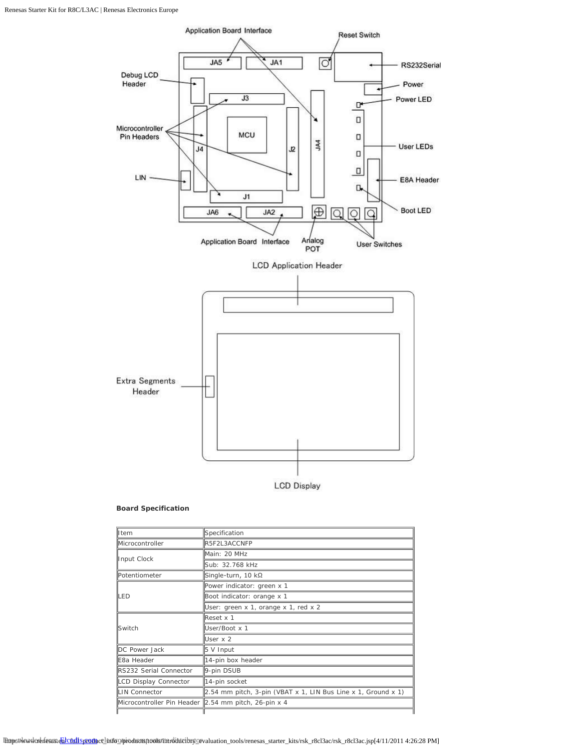**Board Specification**

| Item | Specification |
| --- | --- |
| Microcontroller | R5F2L3ACCNFP |
| Input Clock | Main: 20 MHz |
| | Sub: 32.768 kHz |
| Potentiometer | Single-turn, 10 kΩ |
| LED | Power indicator: green x 1 |
| | Boot indicator: orange x 1 |
| | User: green x 1, orange x 1, red x 2 |
| Switch | Reset x 1 |
| | User/Boot x 1 |
| | User x 2 |
| DC Power Jack | 5 V Input |
| E8a Header | 14-pin box header |
| RS232 Serial Connector | 9-pin DSUB |
| LCD Display Connector | 14-pin socket |
| LIN Connector | 2.54 mm pitch, 3-pin (VBAT x 1, LIN Bus Line x 1, Ground x 1) |
| Microcontroller Pin Header | 2.54 mm pitch, 26-pin x 4 |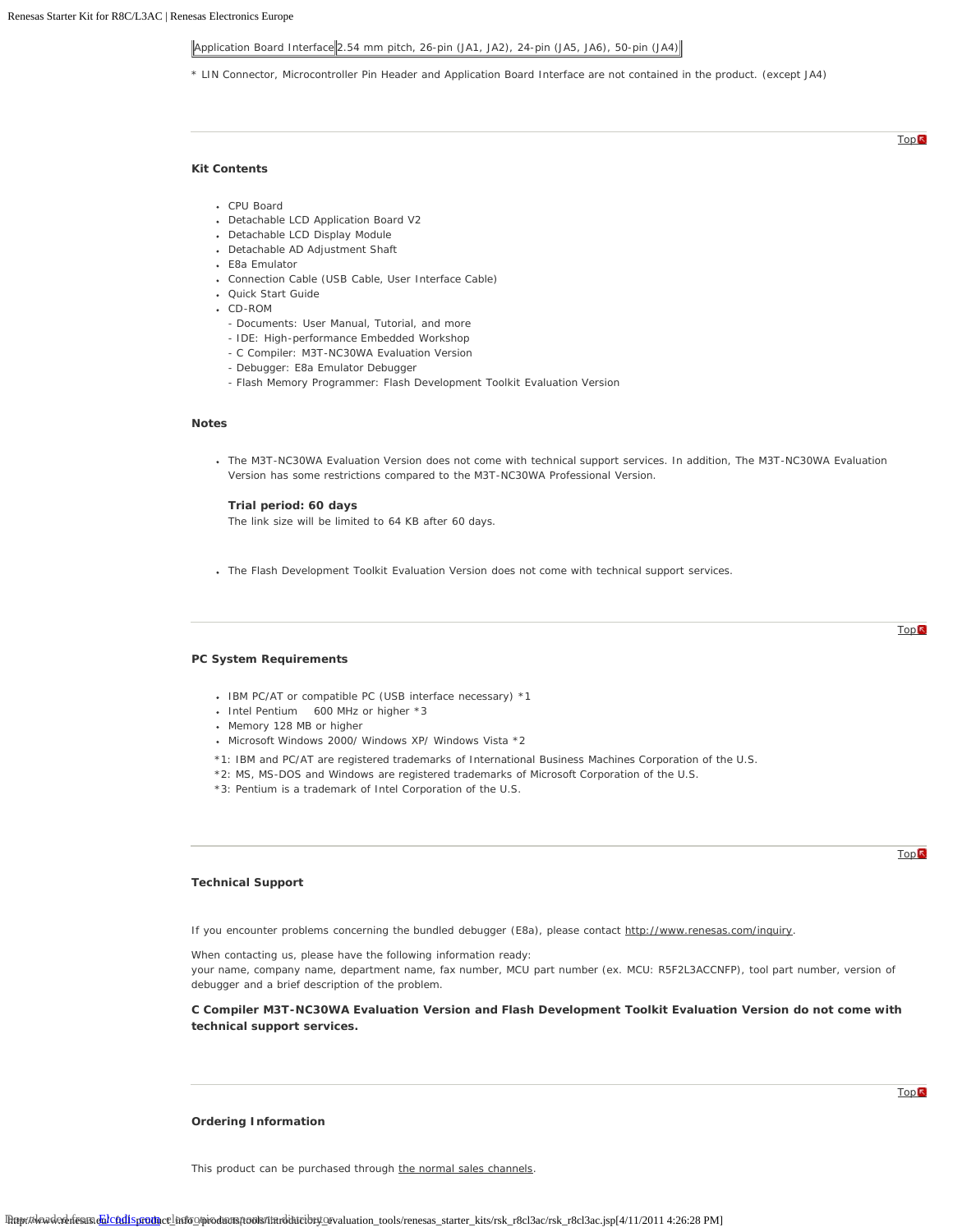| Application Board Interface | 2.54 mm pitch, 26-pin (JA1, JA2), 24-pin (JA5, JA6), 50-pin (JA4) |
|---|---|

* LIN Connector, Microcontroller Pin Header and Application Board Interface are not contained in the product. (except JA4)

Top

### Kit Contents

- CPU Board
- Detachable LCD Application Board V2
- Detachable LCD Display Module
- Detachable AD Adjustment Shaft
- E8a Emulator
- Connection Cable (USB Cable, User Interface Cable)
- Quick Start Guide
- CD-ROM
  - Documents: User Manual, Tutorial, and more
  - IDE: High-performance Embedded Workshop
  - C Compiler: M3T-NC30WA Evaluation Version
  - Debugger: E8a Emulator Debugger
  - Flash Memory Programmer: Flash Development Toolkit Evaluation Version

### Notes

- The M3T-NC30WA Evaluation Version does not come with technical support services. In addition, The M3T-NC30WA Evaluation Version has some restrictions compared to the M3T-NC30WA Professional Version.

  **Trial period: 60 days**
  The link size will be limited to 64 KB after 60 days.

- The Flash Development Toolkit Evaluation Version does not come with technical support services.

Top

### PC System Requirements

- IBM PC/AT or compatible PC (USB interface necessary) *1
- Intel Pentium 600 MHz or higher *3
- Memory 128 MB or higher
- Microsoft Windows 2000/ Windows XP/ Windows Vista *2

*1: IBM and PC/AT are registered trademarks of International Business Machines Corporation of the U.S.
*2: MS, MS-DOS and Windows are registered trademarks of Microsoft Corporation of the U.S.
*3: Pentium is a trademark of Intel Corporation of the U.S.

Top

### Technical Support

If you encounter problems concerning the bundled debugger (E8a), please contact http://www.renesas.com/inquiry.

When contacting us, please have the following information ready:
your name, company name, department name, fax number, MCU part number (ex. MCU: R5F2L3ACCNFP), tool part number, version of debugger and a brief description of the problem.

**C Compiler M3T-NC30WA Evaluation Version and Flash Development Toolkit Evaluation Version do not come with technical support services.**

Top

### Ordering Information

This product can be purchased through the normal sales channels.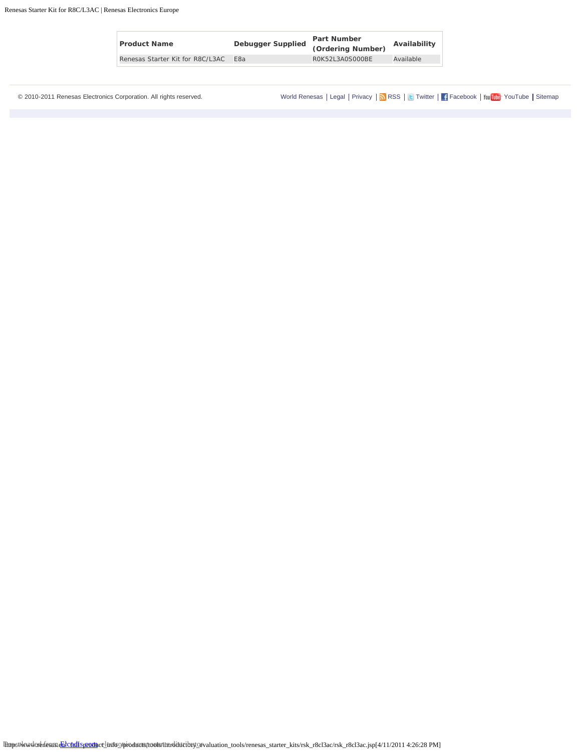| Product Name | Debugger Supplied | Part Number (Ordering Number) | Availability |
| --- | --- | --- | --- |
| Renesas Starter Kit for R8C/L3AC | E8a | R0K52L3A0S000BE | Available |

© 2010-2011 Renesas Electronics Corporation. All rights reserved.

World Renesas | Legal | Privacy | RSS | Twitter | Facebook | YouTube | Sitemap